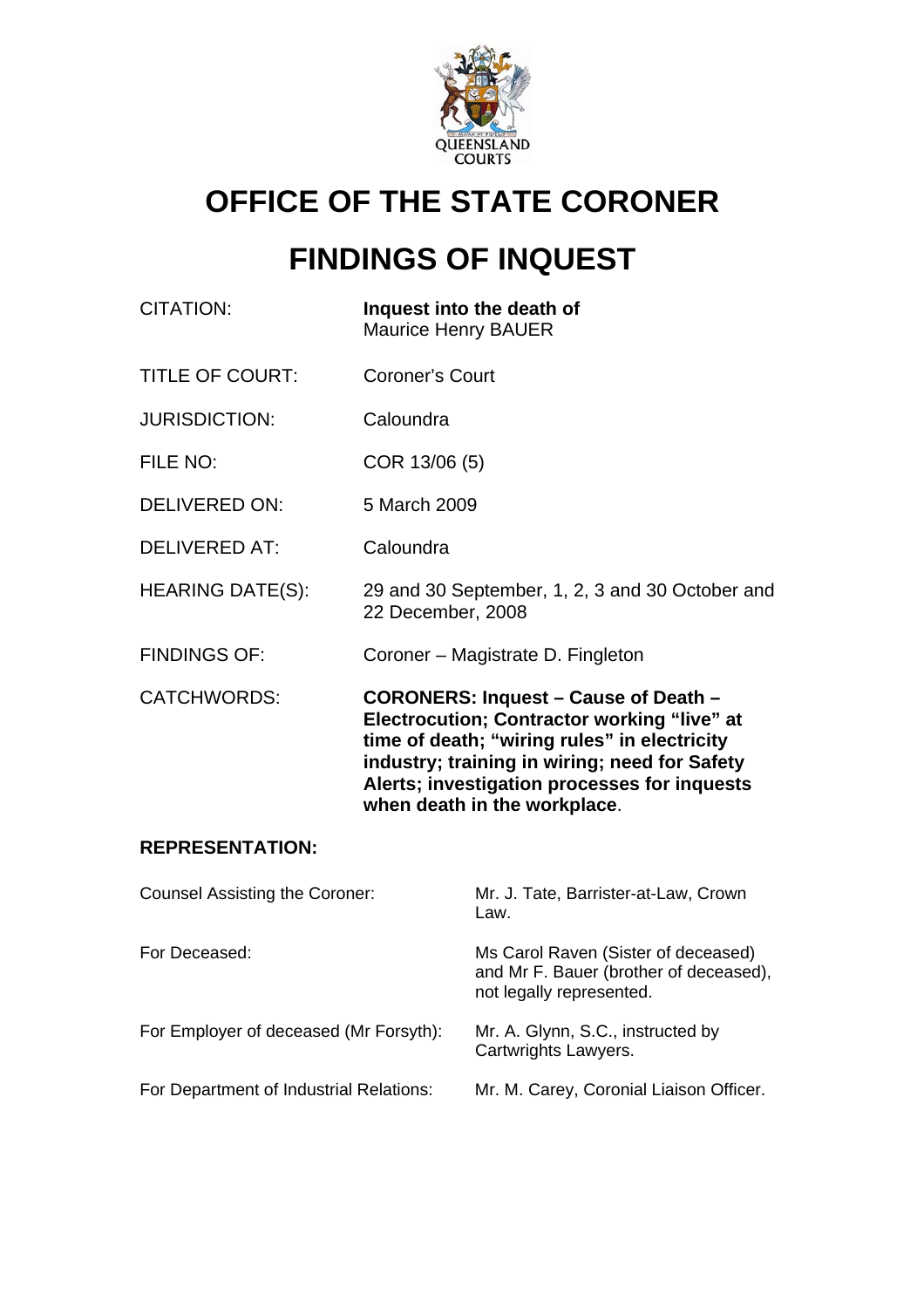QUEENSLAND COURTS

# OFFICE OF THE STATE CORONER

# FINDINGS OF INQUEST

| | |
|---|---|
| CITATION: | **Inquest into the death of** Maurice Henry BAUER |
| TITLE OF COURT: | Coroner's Court |
| JURISDICTION: | Caloundra |
| FILE NO: | COR 13/06 (5) |
| DELIVERED ON: | 5 March 2009 |
| DELIVERED AT: | Caloundra |
| HEARING DATE(S): | 29 and 30 September, 1, 2, 3 and 30 October and 22 December, 2008 |
| FINDINGS OF: | Coroner – Magistrate D. Fingleton |
| CATCHWORDS: | **CORONERS: Inquest – Cause of Death – Electrocution; Contractor working "live" at time of death; "wiring rules" in electricity industry; training in wiring; need for Safety Alerts; investigation processes for inquests when death in the workplace**. |

**REPRESENTATION:**

| | |
|---|---|
| Counsel Assisting the Coroner: | Mr. J. Tate, Barrister-at-Law, Crown Law. |
| For Deceased: | Ms Carol Raven (Sister of deceased) and Mr F. Bauer (brother of deceased), not legally represented. |
| For Employer of deceased (Mr Forsyth): | Mr. A. Glynn, S.C., instructed by Cartwrights Lawyers. |
| For Department of Industrial Relations: | Mr. M. Carey, Coronial Liaison Officer. |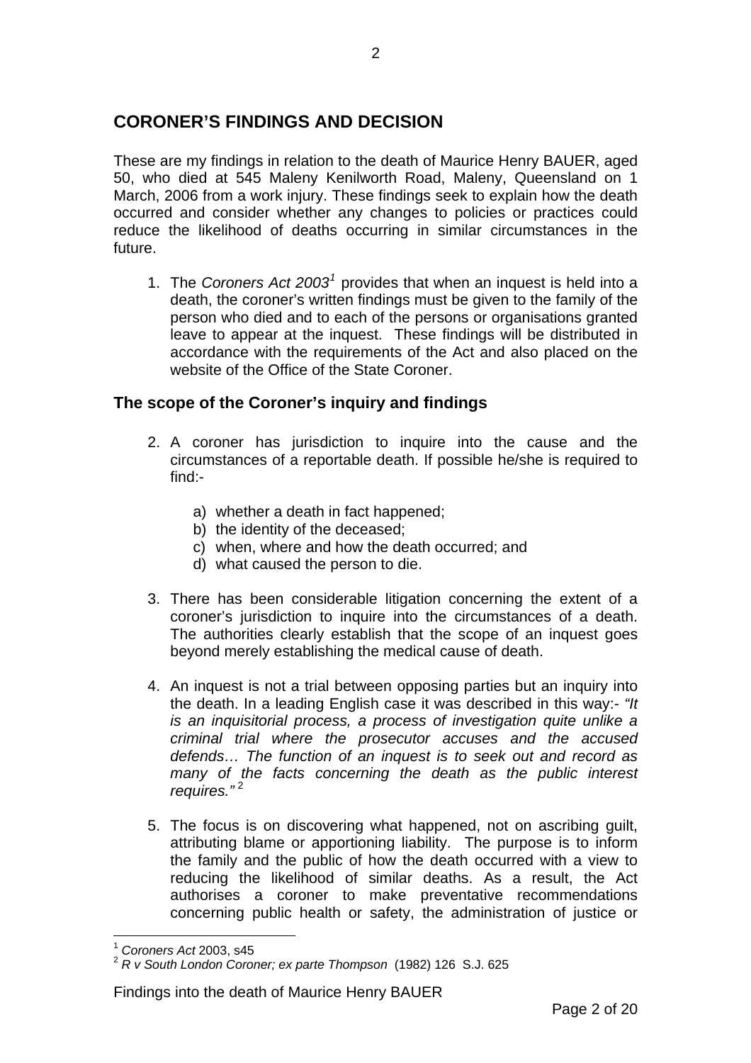## CORONER'S FINDINGS AND DECISION

These are my findings in relation to the death of Maurice Henry BAUER, aged 50, who died at 545 Maleny Kenilworth Road, Maleny, Queensland on 1 March, 2006 from a work injury. These findings seek to explain how the death occurred and consider whether any changes to policies or practices could reduce the likelihood of deaths occurring in similar circumstances in the future.

1. The *Coroners Act 2003*[1] provides that when an inquest is held into a death, the coroner's written findings must be given to the family of the person who died and to each of the persons or organisations granted leave to appear at the inquest. These findings will be distributed in accordance with the requirements of the Act and also placed on the website of the Office of the State Coroner.

### The scope of the Coroner's inquiry and findings

2. A coroner has jurisdiction to inquire into the cause and the circumstances of a reportable death. If possible he/she is required to find:-

    a) whether a death in fact happened;
    b) the identity of the deceased;
    c) when, where and how the death occurred; and
    d) what caused the person to die.

3. There has been considerable litigation concerning the extent of a coroner's jurisdiction to inquire into the circumstances of a death. The authorities clearly establish that the scope of an inquest goes beyond merely establishing the medical cause of death.

4. An inquest is not a trial between opposing parties but an inquiry into the death. In a leading English case it was described in this way:- *"It is an inquisitorial process, a process of investigation quite unlike a criminal trial where the prosecutor accuses and the accused defends… The function of an inquest is to seek out and record as many of the facts concerning the death as the public interest requires."* [2]

5. The focus is on discovering what happened, not on ascribing guilt, attributing blame or apportioning liability. The purpose is to inform the family and the public of how the death occurred with a view to reducing the likelihood of similar deaths. As a result, the Act authorises a coroner to make preventative recommendations concerning public health or safety, the administration of justice or

---

[1] *Coroners Act* 2003, s45

[2] *R v South London Coroner; ex parte Thompson* (1982) 126 S.J. 625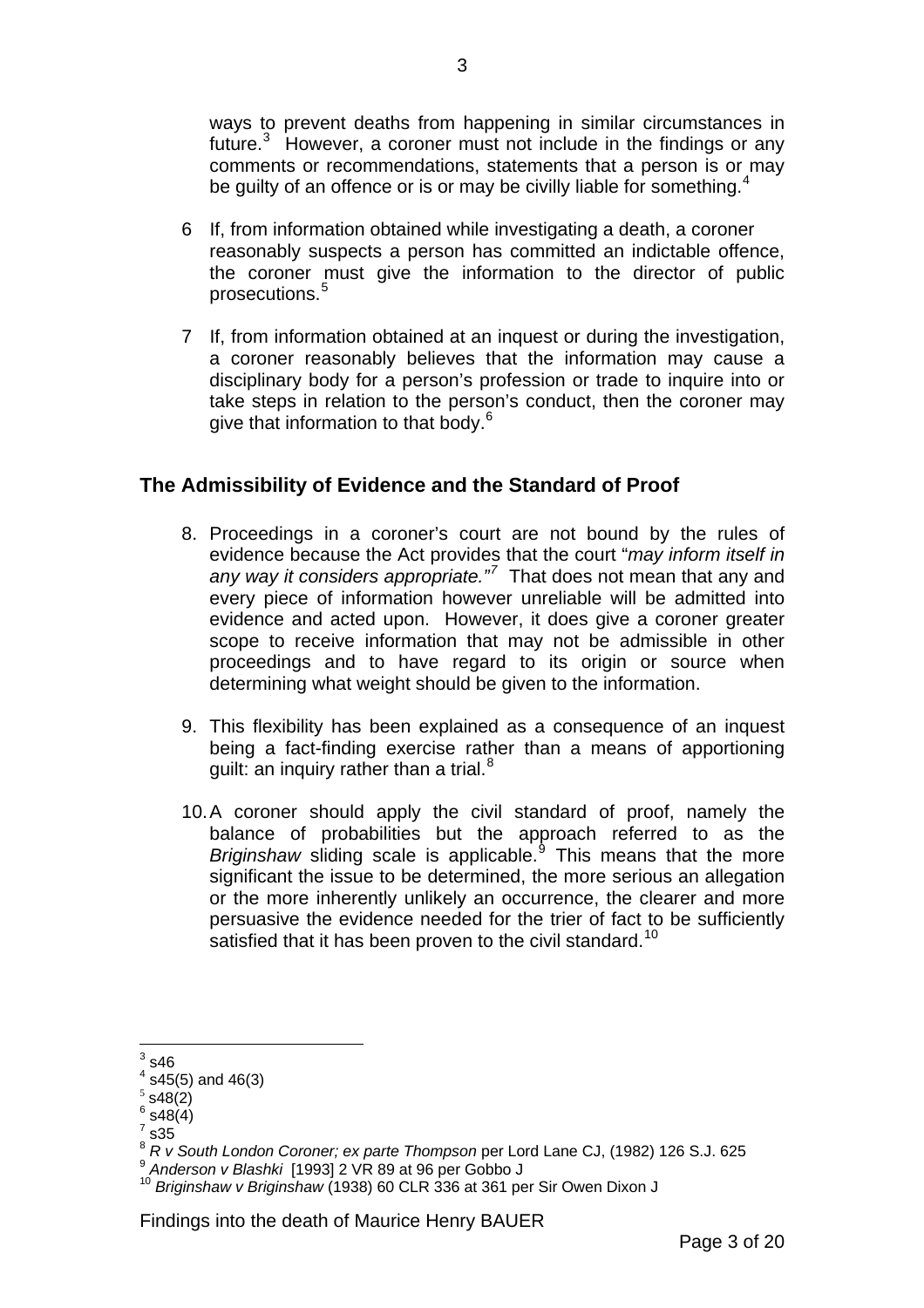ways to prevent deaths from happening in similar circumstances in future.[3] However, a coroner must not include in the findings or any comments or recommendations, statements that a person is or may be guilty of an offence or is or may be civilly liable for something.[4]

6 If, from information obtained while investigating a death, a coroner reasonably suspects a person has committed an indictable offence, the coroner must give the information to the director of public prosecutions.[5]

7 If, from information obtained at an inquest or during the investigation, a coroner reasonably believes that the information may cause a disciplinary body for a person's profession or trade to inquire into or take steps in relation to the person's conduct, then the coroner may give that information to that body.[6]

## The Admissibility of Evidence and the Standard of Proof

8. Proceedings in a coroner's court are not bound by the rules of evidence because the Act provides that the court "*may inform itself in any way it considers appropriate."*[7] That does not mean that any and every piece of information however unreliable will be admitted into evidence and acted upon. However, it does give a coroner greater scope to receive information that may not be admissible in other proceedings and to have regard to its origin or source when determining what weight should be given to the information.

9. This flexibility has been explained as a consequence of an inquest being a fact-finding exercise rather than a means of apportioning guilt: an inquiry rather than a trial.[8]

10. A coroner should apply the civil standard of proof, namely the balance of probabilities but the approach referred to as the *Briginshaw* sliding scale is applicable.[9] This means that the more significant the issue to be determined, the more serious an allegation or the more inherently unlikely an occurrence, the clearer and more persuasive the evidence needed for the trier of fact to be sufficiently satisfied that it has been proven to the civil standard.[10]

---

[3] s46
[4] s45(5) and 46(3)
[5] s48(2)
[6] s48(4)
[7] s35
[8] *R v South London Coroner; ex parte Thompson* per Lord Lane CJ, (1982) 126 S.J. 625
[9] *Anderson v Blashki* [1993] 2 VR 89 at 96 per Gobbo J
[10] *Briginshaw v Briginshaw* (1938) 60 CLR 336 at 361 per Sir Owen Dixon J

Findings into the death of Maurice Henry BAUER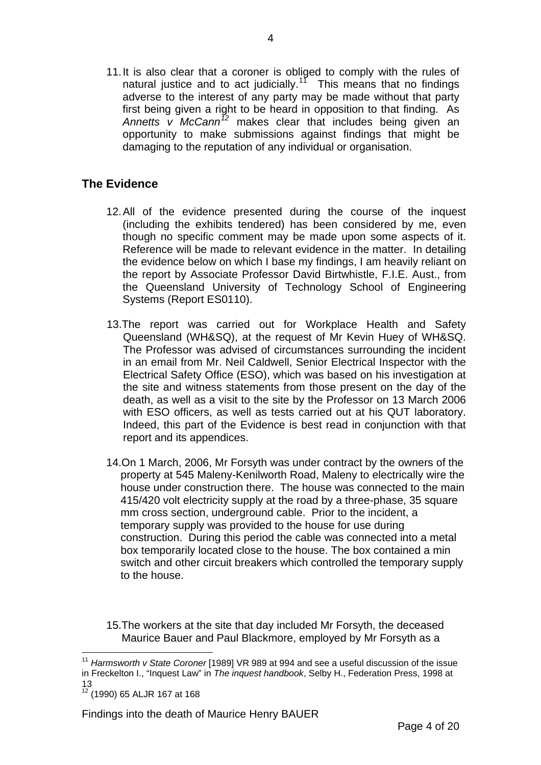11. It is also clear that a coroner is obliged to comply with the rules of natural justice and to act judicially.[11] This means that no findings adverse to the interest of any party may be made without that party first being given a right to be heard in opposition to that finding. As *Annetts v McCann*[12] makes clear that includes being given an opportunity to make submissions against findings that might be damaging to the reputation of any individual or organisation.

## The Evidence

12. All of the evidence presented during the course of the inquest (including the exhibits tendered) has been considered by me, even though no specific comment may be made upon some aspects of it. Reference will be made to relevant evidence in the matter. In detailing the evidence below on which I base my findings, I am heavily reliant on the report by Associate Professor David Birtwhistle, F.I.E. Aust., from the Queensland University of Technology School of Engineering Systems (Report ES0110).

13. The report was carried out for Workplace Health and Safety Queensland (WH&SQ), at the request of Mr Kevin Huey of WH&SQ. The Professor was advised of circumstances surrounding the incident in an email from Mr. Neil Caldwell, Senior Electrical Inspector with the Electrical Safety Office (ESO), which was based on his investigation at the site and witness statements from those present on the day of the death, as well as a visit to the site by the Professor on 13 March 2006 with ESO officers, as well as tests carried out at his QUT laboratory. Indeed, this part of the Evidence is best read in conjunction with that report and its appendices.

14. On 1 March, 2006, Mr Forsyth was under contract by the owners of the property at 545 Maleny-Kenilworth Road, Maleny to electrically wire the house under construction there. The house was connected to the main 415/420 volt electricity supply at the road by a three-phase, 35 square mm cross section, underground cable. Prior to the incident, a temporary supply was provided to the house for use during construction. During this period the cable was connected into a metal box temporarily located close to the house. The box contained a min switch and other circuit breakers which controlled the temporary supply to the house.

15. The workers at the site that day included Mr Forsyth, the deceased Maurice Bauer and Paul Blackmore, employed by Mr Forsyth as a

---

[11] *Harmsworth v State Coroner* [1989] VR 989 at 994 and see a useful discussion of the issue in Freckelton I., "Inquest Law" in *The inquest handbook*, Selby H., Federation Press, 1998 at 13

[12] (1990) 65 ALJR 167 at 168

Findings into the death of Maurice Henry BAUER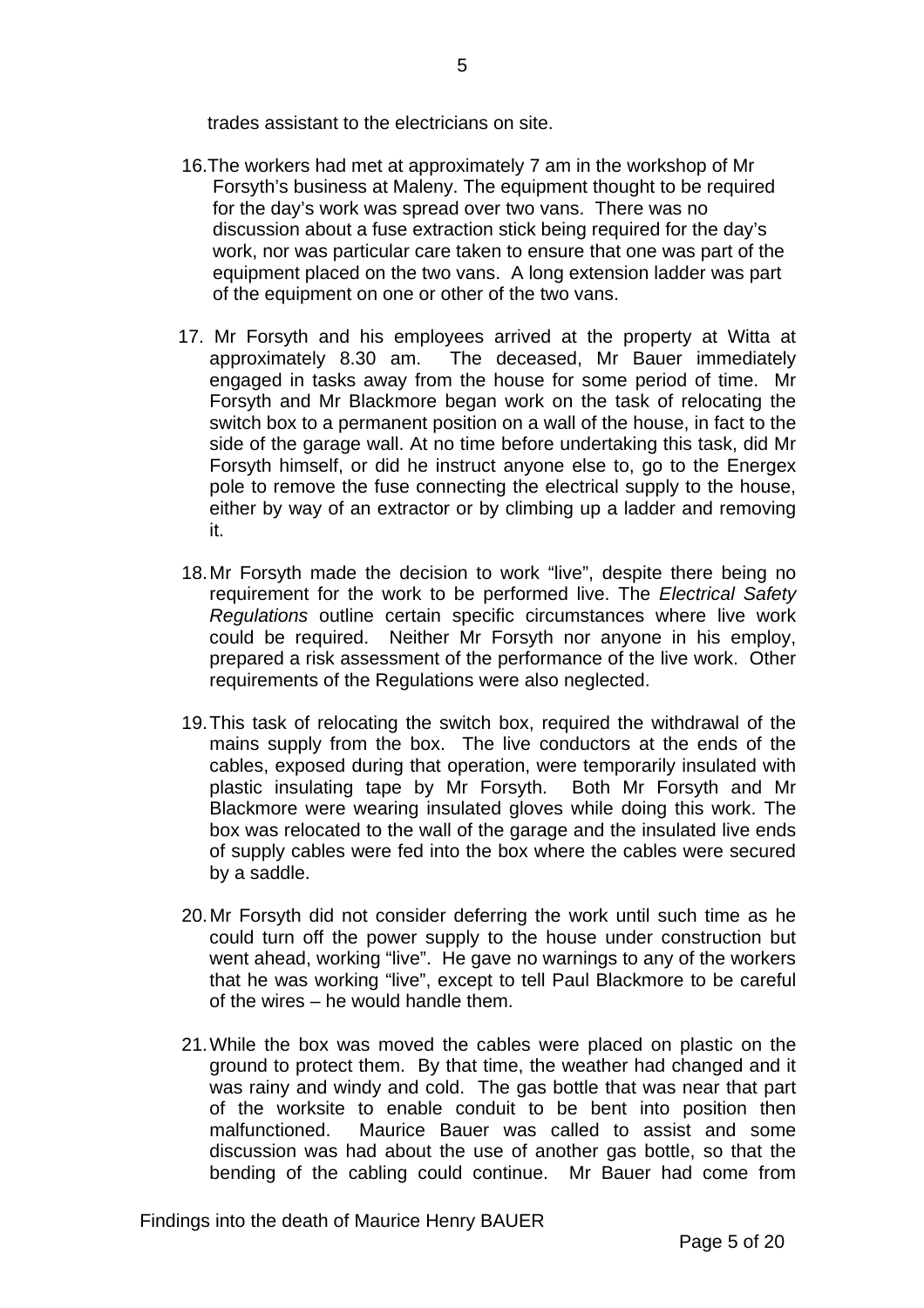trades assistant to the electricians on site.

16. The workers had met at approximately 7 am in the workshop of Mr Forsyth's business at Maleny. The equipment thought to be required for the day's work was spread over two vans. There was no discussion about a fuse extraction stick being required for the day's work, nor was particular care taken to ensure that one was part of the equipment placed on the two vans. A long extension ladder was part of the equipment on one or other of the two vans.

17. Mr Forsyth and his employees arrived at the property at Witta at approximately 8.30 am. The deceased, Mr Bauer immediately engaged in tasks away from the house for some period of time. Mr Forsyth and Mr Blackmore began work on the task of relocating the switch box to a permanent position on a wall of the house, in fact to the side of the garage wall. At no time before undertaking this task, did Mr Forsyth himself, or did he instruct anyone else to, go to the Energex pole to remove the fuse connecting the electrical supply to the house, either by way of an extractor or by climbing up a ladder and removing it.

18. Mr Forsyth made the decision to work "live", despite there being no requirement for the work to be performed live. The *Electrical Safety Regulations* outline certain specific circumstances where live work could be required. Neither Mr Forsyth nor anyone in his employ, prepared a risk assessment of the performance of the live work. Other requirements of the Regulations were also neglected.

19. This task of relocating the switch box, required the withdrawal of the mains supply from the box. The live conductors at the ends of the cables, exposed during that operation, were temporarily insulated with plastic insulating tape by Mr Forsyth. Both Mr Forsyth and Mr Blackmore were wearing insulated gloves while doing this work. The box was relocated to the wall of the garage and the insulated live ends of supply cables were fed into the box where the cables were secured by a saddle.

20. Mr Forsyth did not consider deferring the work until such time as he could turn off the power supply to the house under construction but went ahead, working "live". He gave no warnings to any of the workers that he was working "live", except to tell Paul Blackmore to be careful of the wires – he would handle them.

21. While the box was moved the cables were placed on plastic on the ground to protect them. By that time, the weather had changed and it was rainy and windy and cold. The gas bottle that was near that part of the worksite to enable conduit to be bent into position then malfunctioned. Maurice Bauer was called to assist and some discussion was had about the use of another gas bottle, so that the bending of the cabling could continue. Mr Bauer had come from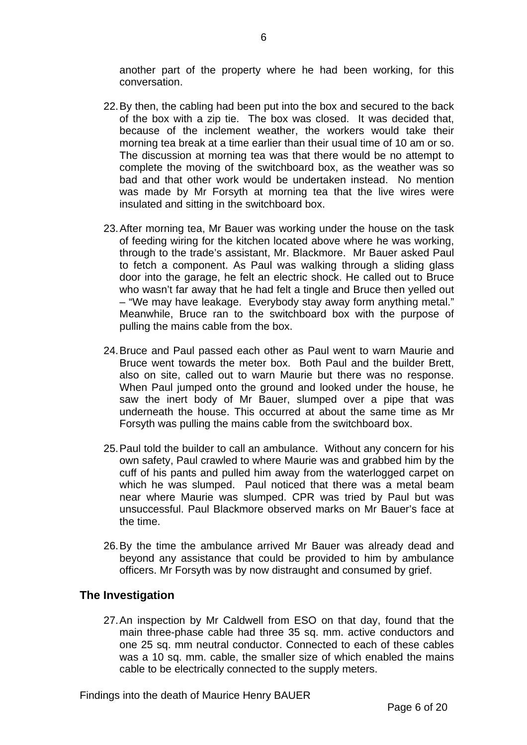another part of the property where he had been working, for this conversation.

22. By then, the cabling had been put into the box and secured to the back of the box with a zip tie. The box was closed. It was decided that, because of the inclement weather, the workers would take their morning tea break at a time earlier than their usual time of 10 am or so. The discussion at morning tea was that there would be no attempt to complete the moving of the switchboard box, as the weather was so bad and that other work would be undertaken instead. No mention was made by Mr Forsyth at morning tea that the live wires were insulated and sitting in the switchboard box.

23. After morning tea, Mr Bauer was working under the house on the task of feeding wiring for the kitchen located above where he was working, through to the trade's assistant, Mr. Blackmore. Mr Bauer asked Paul to fetch a component. As Paul was walking through a sliding glass door into the garage, he felt an electric shock. He called out to Bruce who wasn't far away that he had felt a tingle and Bruce then yelled out – "We may have leakage. Everybody stay away form anything metal." Meanwhile, Bruce ran to the switchboard box with the purpose of pulling the mains cable from the box.

24. Bruce and Paul passed each other as Paul went to warn Maurie and Bruce went towards the meter box. Both Paul and the builder Brett, also on site, called out to warn Maurie but there was no response. When Paul jumped onto the ground and looked under the house, he saw the inert body of Mr Bauer, slumped over a pipe that was underneath the house. This occurred at about the same time as Mr Forsyth was pulling the mains cable from the switchboard box.

25. Paul told the builder to call an ambulance. Without any concern for his own safety, Paul crawled to where Maurie was and grabbed him by the cuff of his pants and pulled him away from the waterlogged carpet on which he was slumped. Paul noticed that there was a metal beam near where Maurie was slumped. CPR was tried by Paul but was unsuccessful. Paul Blackmore observed marks on Mr Bauer's face at the time.

26. By the time the ambulance arrived Mr Bauer was already dead and beyond any assistance that could be provided to him by ambulance officers. Mr Forsyth was by now distraught and consumed by grief.

## The Investigation

27. An inspection by Mr Caldwell from ESO on that day, found that the main three-phase cable had three 35 sq. mm. active conductors and one 25 sq. mm neutral conductor. Connected to each of these cables was a 10 sq. mm. cable, the smaller size of which enabled the mains cable to be electrically connected to the supply meters.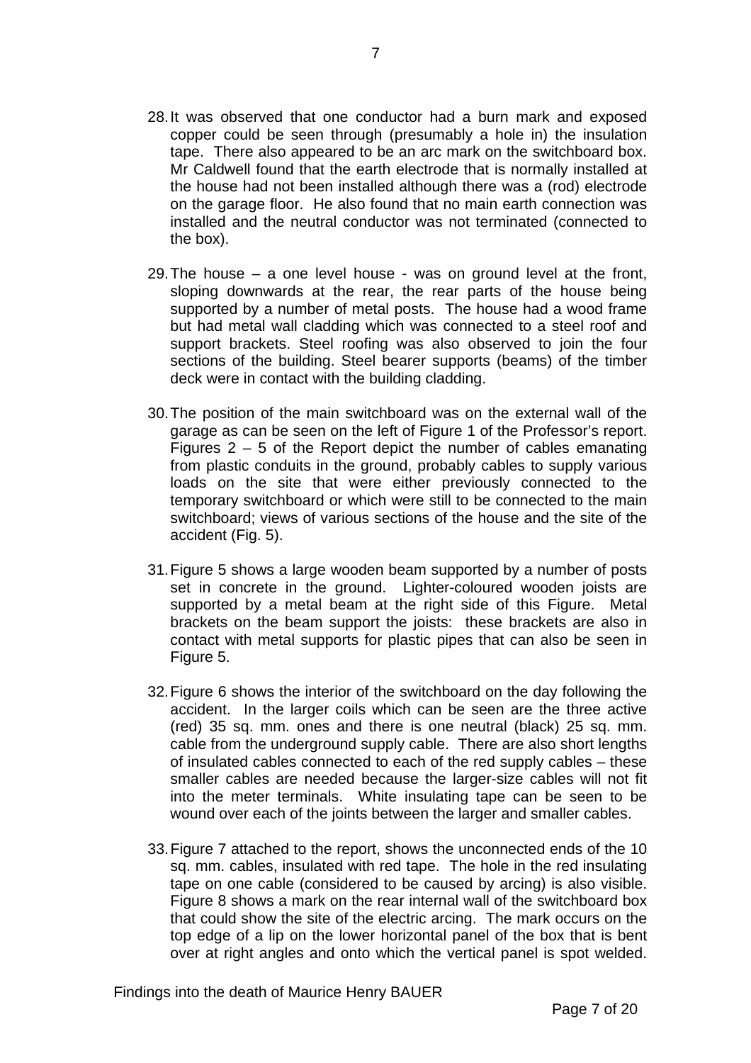28. It was observed that one conductor had a burn mark and exposed copper could be seen through (presumably a hole in) the insulation tape. There also appeared to be an arc mark on the switchboard box. Mr Caldwell found that the earth electrode that is normally installed at the house had not been installed although there was a (rod) electrode on the garage floor. He also found that no main earth connection was installed and the neutral conductor was not terminated (connected to the box).

29. The house – a one level house - was on ground level at the front, sloping downwards at the rear, the rear parts of the house being supported by a number of metal posts. The house had a wood frame but had metal wall cladding which was connected to a steel roof and support brackets. Steel roofing was also observed to join the four sections of the building. Steel bearer supports (beams) of the timber deck were in contact with the building cladding.

30. The position of the main switchboard was on the external wall of the garage as can be seen on the left of Figure 1 of the Professor's report. Figures 2 – 5 of the Report depict the number of cables emanating from plastic conduits in the ground, probably cables to supply various loads on the site that were either previously connected to the temporary switchboard or which were still to be connected to the main switchboard; views of various sections of the house and the site of the accident (Fig. 5).

31. Figure 5 shows a large wooden beam supported by a number of posts set in concrete in the ground. Lighter-coloured wooden joists are supported by a metal beam at the right side of this Figure. Metal brackets on the beam support the joists: these brackets are also in contact with metal supports for plastic pipes that can also be seen in Figure 5.

32. Figure 6 shows the interior of the switchboard on the day following the accident. In the larger coils which can be seen are the three active (red) 35 sq. mm. ones and there is one neutral (black) 25 sq. mm. cable from the underground supply cable. There are also short lengths of insulated cables connected to each of the red supply cables – these smaller cables are needed because the larger-size cables will not fit into the meter terminals. White insulating tape can be seen to be wound over each of the joints between the larger and smaller cables.

33. Figure 7 attached to the report, shows the unconnected ends of the 10 sq. mm. cables, insulated with red tape. The hole in the red insulating tape on one cable (considered to be caused by arcing) is also visible. Figure 8 shows a mark on the rear internal wall of the switchboard box that could show the site of the electric arcing. The mark occurs on the top edge of a lip on the lower horizontal panel of the box that is bent over at right angles and onto which the vertical panel is spot welded.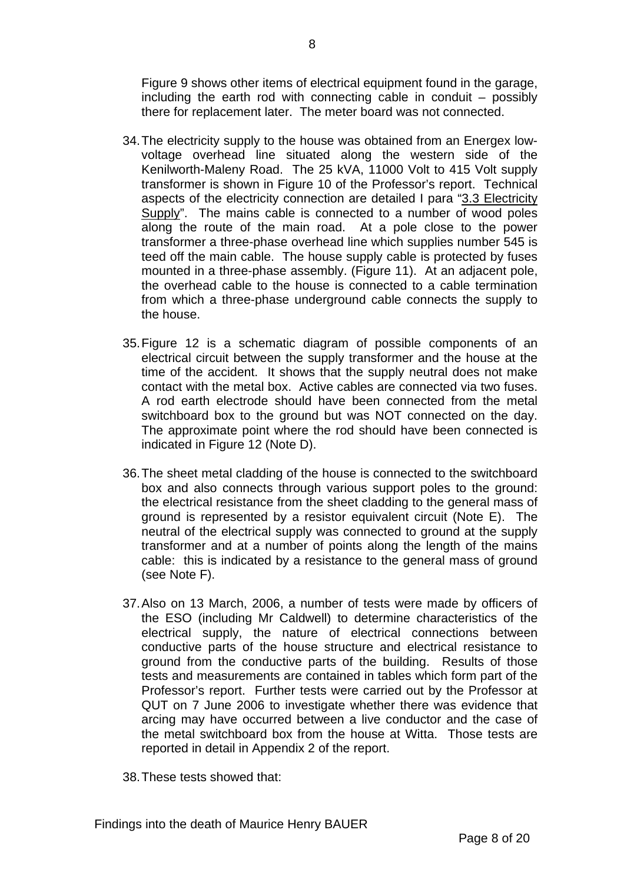Figure 9 shows other items of electrical equipment found in the garage, including the earth rod with connecting cable in conduit – possibly there for replacement later. The meter board was not connected.

34. The electricity supply to the house was obtained from an Energex low-voltage overhead line situated along the western side of the Kenilworth-Maleny Road. The 25 kVA, 11000 Volt to 415 Volt supply transformer is shown in Figure 10 of the Professor's report. Technical aspects of the electricity connection are detailed I para "3.3 Electricity Supply". The mains cable is connected to a number of wood poles along the route of the main road. At a pole close to the power transformer a three-phase overhead line which supplies number 545 is teed off the main cable. The house supply cable is protected by fuses mounted in a three-phase assembly. (Figure 11). At an adjacent pole, the overhead cable to the house is connected to a cable termination from which a three-phase underground cable connects the supply to the house.

35. Figure 12 is a schematic diagram of possible components of an electrical circuit between the supply transformer and the house at the time of the accident. It shows that the supply neutral does not make contact with the metal box. Active cables are connected via two fuses. A rod earth electrode should have been connected from the metal switchboard box to the ground but was NOT connected on the day. The approximate point where the rod should have been connected is indicated in Figure 12 (Note D).

36. The sheet metal cladding of the house is connected to the switchboard box and also connects through various support poles to the ground: the electrical resistance from the sheet cladding to the general mass of ground is represented by a resistor equivalent circuit (Note E). The neutral of the electrical supply was connected to ground at the supply transformer and at a number of points along the length of the mains cable: this is indicated by a resistance to the general mass of ground (see Note F).

37. Also on 13 March, 2006, a number of tests were made by officers of the ESO (including Mr Caldwell) to determine characteristics of the electrical supply, the nature of electrical connections between conductive parts of the house structure and electrical resistance to ground from the conductive parts of the building. Results of those tests and measurements are contained in tables which form part of the Professor's report. Further tests were carried out by the Professor at QUT on 7 June 2006 to investigate whether there was evidence that arcing may have occurred between a live conductor and the case of the metal switchboard box from the house at Witta. Those tests are reported in detail in Appendix 2 of the report.

38. These tests showed that: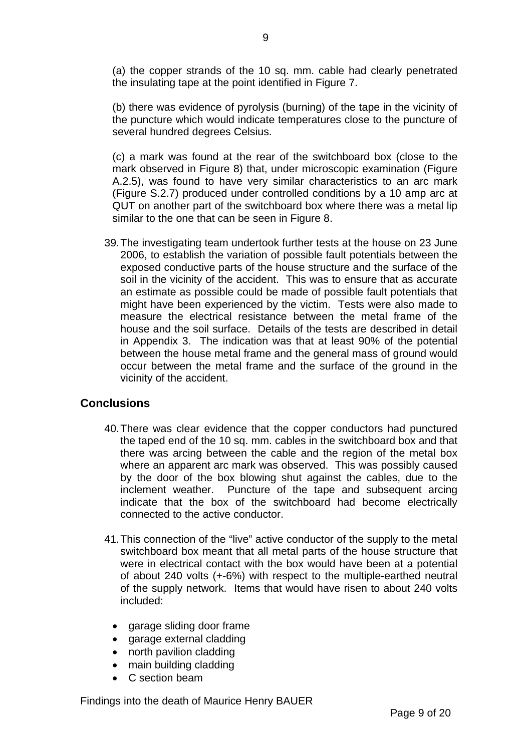(a) the copper strands of the 10 sq. mm. cable had clearly penetrated the insulating tape at the point identified in Figure 7.

(b) there was evidence of pyrolysis (burning) of the tape in the vicinity of the puncture which would indicate temperatures close to the puncture of several hundred degrees Celsius.

(c) a mark was found at the rear of the switchboard box (close to the mark observed in Figure 8) that, under microscopic examination (Figure A.2.5), was found to have very similar characteristics to an arc mark (Figure S.2.7) produced under controlled conditions by a 10 amp arc at QUT on another part of the switchboard box where there was a metal lip similar to the one that can be seen in Figure 8.

39. The investigating team undertook further tests at the house on 23 June 2006, to establish the variation of possible fault potentials between the exposed conductive parts of the house structure and the surface of the soil in the vicinity of the accident. This was to ensure that as accurate an estimate as possible could be made of possible fault potentials that might have been experienced by the victim. Tests were also made to measure the electrical resistance between the metal frame of the house and the soil surface. Details of the tests are described in detail in Appendix 3. The indication was that at least 90% of the potential between the house metal frame and the general mass of ground would occur between the metal frame and the surface of the ground in the vicinity of the accident.

## Conclusions

40. There was clear evidence that the copper conductors had punctured the taped end of the 10 sq. mm. cables in the switchboard box and that there was arcing between the cable and the region of the metal box where an apparent arc mark was observed. This was possibly caused by the door of the box blowing shut against the cables, due to the inclement weather. Puncture of the tape and subsequent arcing indicate that the box of the switchboard had become electrically connected to the active conductor.

41. This connection of the "live" active conductor of the supply to the metal switchboard box meant that all metal parts of the house structure that were in electrical contact with the box would have been at a potential of about 240 volts (+-6%) with respect to the multiple-earthed neutral of the supply network. Items that would have risen to about 240 volts included:

- garage sliding door frame
- garage external cladding
- north pavilion cladding
- main building cladding
- C section beam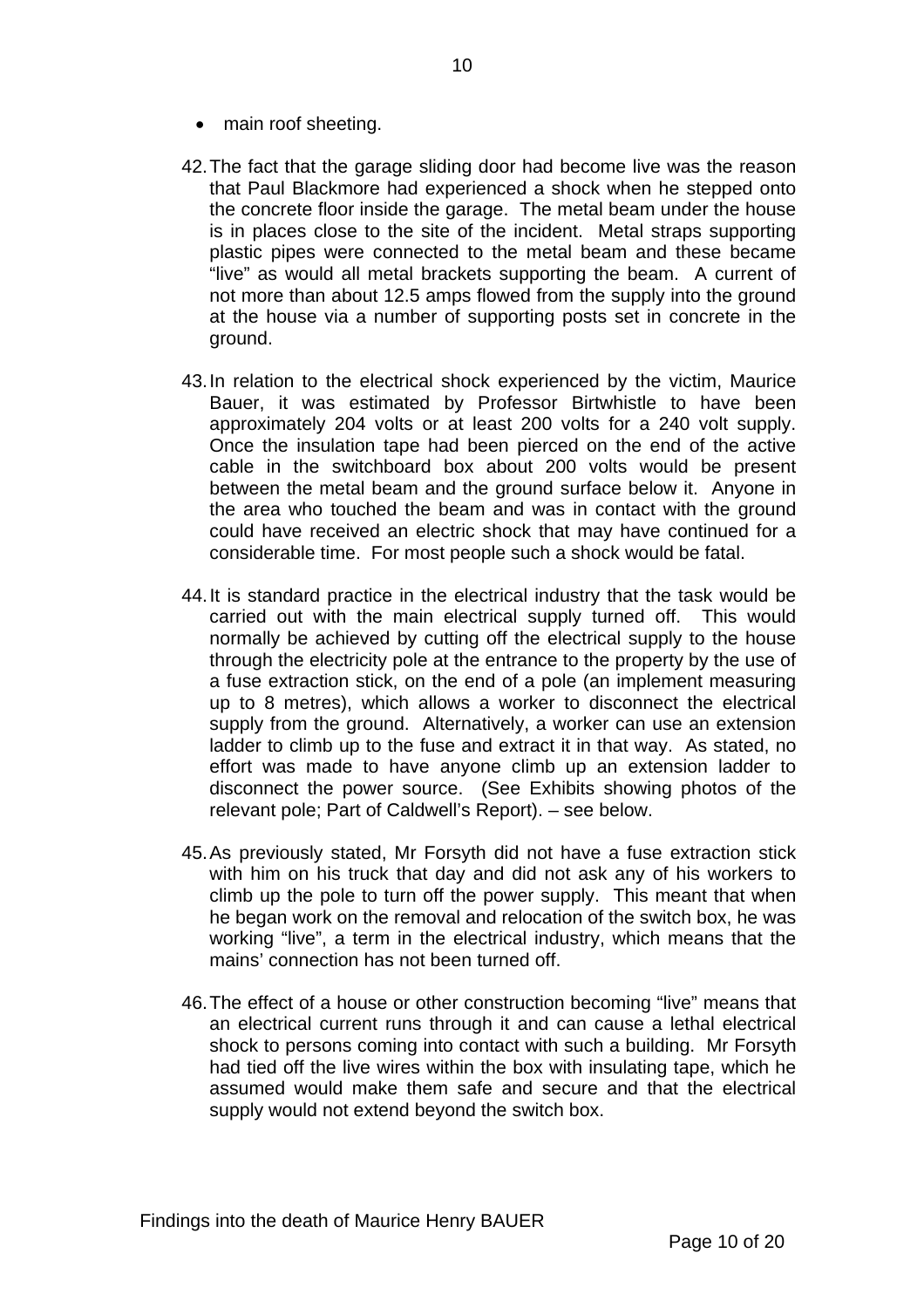- main roof sheeting.

42. The fact that the garage sliding door had become live was the reason that Paul Blackmore had experienced a shock when he stepped onto the concrete floor inside the garage. The metal beam under the house is in places close to the site of the incident. Metal straps supporting plastic pipes were connected to the metal beam and these became "live" as would all metal brackets supporting the beam. A current of not more than about 12.5 amps flowed from the supply into the ground at the house via a number of supporting posts set in concrete in the ground.

43. In relation to the electrical shock experienced by the victim, Maurice Bauer, it was estimated by Professor Birtwhistle to have been approximately 204 volts or at least 200 volts for a 240 volt supply. Once the insulation tape had been pierced on the end of the active cable in the switchboard box about 200 volts would be present between the metal beam and the ground surface below it. Anyone in the area who touched the beam and was in contact with the ground could have received an electric shock that may have continued for a considerable time. For most people such a shock would be fatal.

44. It is standard practice in the electrical industry that the task would be carried out with the main electrical supply turned off. This would normally be achieved by cutting off the electrical supply to the house through the electricity pole at the entrance to the property by the use of a fuse extraction stick, on the end of a pole (an implement measuring up to 8 metres), which allows a worker to disconnect the electrical supply from the ground. Alternatively, a worker can use an extension ladder to climb up to the fuse and extract it in that way. As stated, no effort was made to have anyone climb up an extension ladder to disconnect the power source. (See Exhibits showing photos of the relevant pole; Part of Caldwell's Report). – see below.

45. As previously stated, Mr Forsyth did not have a fuse extraction stick with him on his truck that day and did not ask any of his workers to climb up the pole to turn off the power supply. This meant that when he began work on the removal and relocation of the switch box, he was working "live", a term in the electrical industry, which means that the mains' connection has not been turned off.

46. The effect of a house or other construction becoming "live" means that an electrical current runs through it and can cause a lethal electrical shock to persons coming into contact with such a building. Mr Forsyth had tied off the live wires within the box with insulating tape, which he assumed would make them safe and secure and that the electrical supply would not extend beyond the switch box.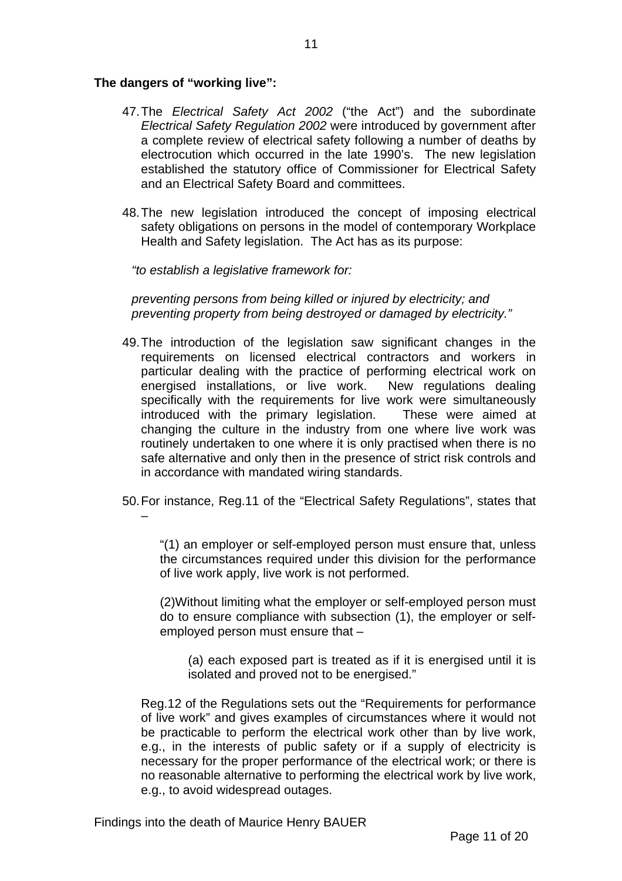**The dangers of "working live":**

47. The *Electrical Safety Act 2002* ("the Act") and the subordinate *Electrical Safety Regulation 2002* were introduced by government after a complete review of electrical safety following a number of deaths by electrocution which occurred in the late 1990's. The new legislation established the statutory office of Commissioner for Electrical Safety and an Electrical Safety Board and committees.

48. The new legislation introduced the concept of imposing electrical safety obligations on persons in the model of contemporary Workplace Health and Safety legislation. The Act has as its purpose:

   *"to establish a legislative framework for:*

   *preventing persons from being killed or injured by electricity; and preventing property from being destroyed or damaged by electricity."*

49. The introduction of the legislation saw significant changes in the requirements on licensed electrical contractors and workers in particular dealing with the practice of performing electrical work on energised installations, or live work. New regulations dealing specifically with the requirements for live work were simultaneously introduced with the primary legislation. These were aimed at changing the culture in the industry from one where live work was routinely undertaken to one where it is only practised when there is no safe alternative and only then in the presence of strict risk controls and in accordance with mandated wiring standards.

50. For instance, Reg.11 of the "Electrical Safety Regulations", states that –

   > "(1) an employer or self-employed person must ensure that, unless the circumstances required under this division for the performance of live work apply, live work is not performed.
   >
   > (2)Without limiting what the employer or self-employed person must do to ensure compliance with subsection (1), the employer or self-employed person must ensure that –
   >
   > > (a) each exposed part is treated as if it is energised until it is isolated and proved not to be energised."

   Reg.12 of the Regulations sets out the "Requirements for performance of live work" and gives examples of circumstances where it would not be practicable to perform the electrical work other than by live work, e.g., in the interests of public safety or if a supply of electricity is necessary for the proper performance of the electrical work; or there is no reasonable alternative to performing the electrical work by live work, e.g., to avoid widespread outages.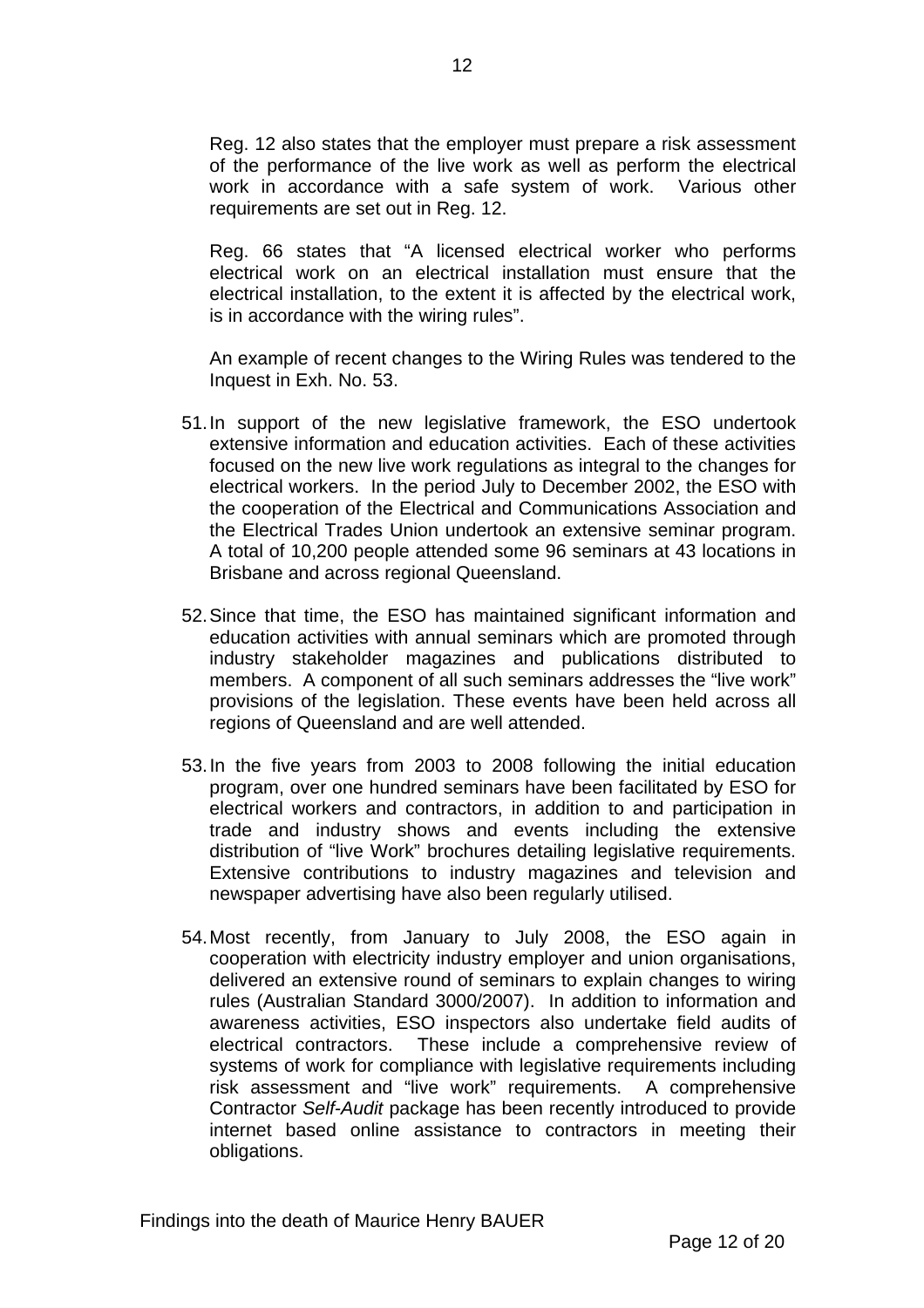Reg. 12 also states that the employer must prepare a risk assessment of the performance of the live work as well as perform the electrical work in accordance with a safe system of work. Various other requirements are set out in Reg. 12.

Reg. 66 states that "A licensed electrical worker who performs electrical work on an electrical installation must ensure that the electrical installation, to the extent it is affected by the electrical work, is in accordance with the wiring rules".

An example of recent changes to the Wiring Rules was tendered to the Inquest in Exh. No. 53.

51. In support of the new legislative framework, the ESO undertook extensive information and education activities. Each of these activities focused on the new live work regulations as integral to the changes for electrical workers. In the period July to December 2002, the ESO with the cooperation of the Electrical and Communications Association and the Electrical Trades Union undertook an extensive seminar program. A total of 10,200 people attended some 96 seminars at 43 locations in Brisbane and across regional Queensland.

52. Since that time, the ESO has maintained significant information and education activities with annual seminars which are promoted through industry stakeholder magazines and publications distributed to members. A component of all such seminars addresses the "live work" provisions of the legislation. These events have been held across all regions of Queensland and are well attended.

53. In the five years from 2003 to 2008 following the initial education program, over one hundred seminars have been facilitated by ESO for electrical workers and contractors, in addition to and participation in trade and industry shows and events including the extensive distribution of "live Work" brochures detailing legislative requirements. Extensive contributions to industry magazines and television and newspaper advertising have also been regularly utilised.

54. Most recently, from January to July 2008, the ESO again in cooperation with electricity industry employer and union organisations, delivered an extensive round of seminars to explain changes to wiring rules (Australian Standard 3000/2007). In addition to information and awareness activities, ESO inspectors also undertake field audits of electrical contractors. These include a comprehensive review of systems of work for compliance with legislative requirements including risk assessment and "live work" requirements. A comprehensive Contractor *Self-Audit* package has been recently introduced to provide internet based online assistance to contractors in meeting their obligations.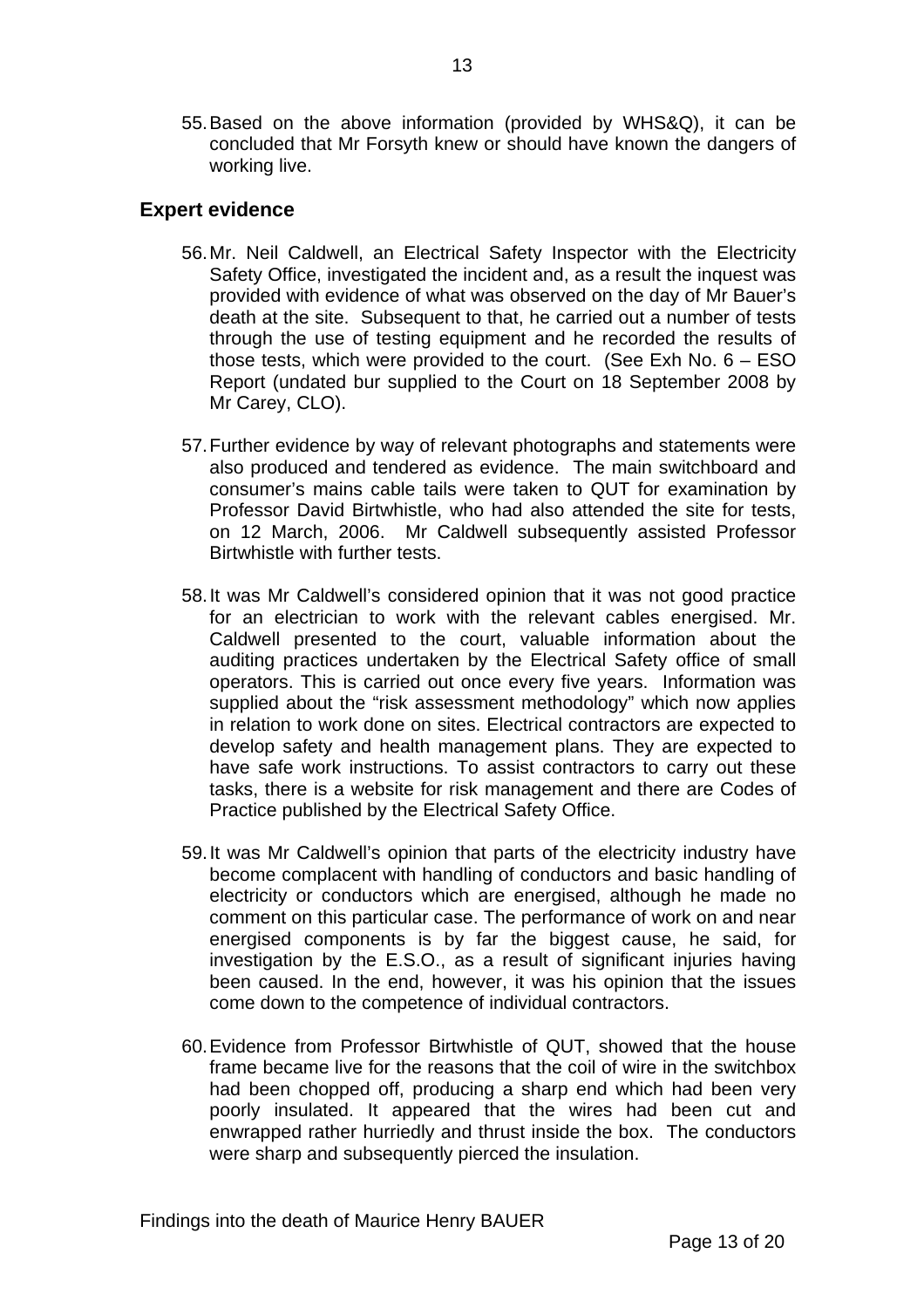55. Based on the above information (provided by WHS&Q), it can be concluded that Mr Forsyth knew or should have known the dangers of working live.

## Expert evidence

56. Mr. Neil Caldwell, an Electrical Safety Inspector with the Electricity Safety Office, investigated the incident and, as a result the inquest was provided with evidence of what was observed on the day of Mr Bauer's death at the site. Subsequent to that, he carried out a number of tests through the use of testing equipment and he recorded the results of those tests, which were provided to the court. (See Exh No. 6 – ESO Report (undated bur supplied to the Court on 18 September 2008 by Mr Carey, CLO).

57. Further evidence by way of relevant photographs and statements were also produced and tendered as evidence. The main switchboard and consumer's mains cable tails were taken to QUT for examination by Professor David Birtwhistle, who had also attended the site for tests, on 12 March, 2006. Mr Caldwell subsequently assisted Professor Birtwhistle with further tests.

58. It was Mr Caldwell's considered opinion that it was not good practice for an electrician to work with the relevant cables energised. Mr. Caldwell presented to the court, valuable information about the auditing practices undertaken by the Electrical Safety office of small operators. This is carried out once every five years. Information was supplied about the "risk assessment methodology" which now applies in relation to work done on sites. Electrical contractors are expected to develop safety and health management plans. They are expected to have safe work instructions. To assist contractors to carry out these tasks, there is a website for risk management and there are Codes of Practice published by the Electrical Safety Office.

59. It was Mr Caldwell's opinion that parts of the electricity industry have become complacent with handling of conductors and basic handling of electricity or conductors which are energised, although he made no comment on this particular case. The performance of work on and near energised components is by far the biggest cause, he said, for investigation by the E.S.O., as a result of significant injuries having been caused. In the end, however, it was his opinion that the issues come down to the competence of individual contractors.

60. Evidence from Professor Birtwhistle of QUT, showed that the house frame became live for the reasons that the coil of wire in the switchbox had been chopped off, producing a sharp end which had been very poorly insulated. It appeared that the wires had been cut and enwrapped rather hurriedly and thrust inside the box. The conductors were sharp and subsequently pierced the insulation.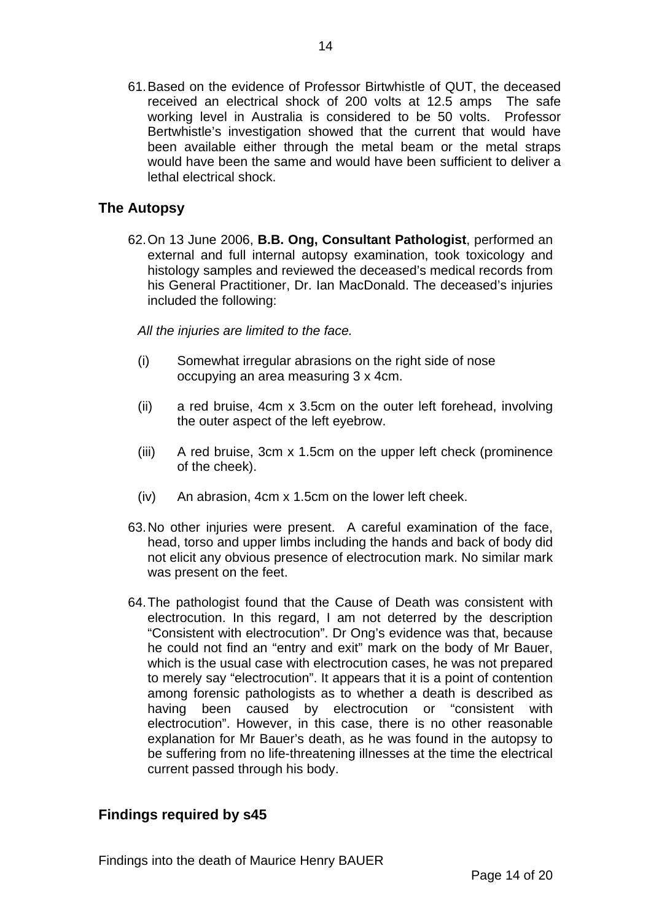61. Based on the evidence of Professor Birtwhistle of QUT, the deceased received an electrical shock of 200 volts at 12.5 amps  The safe working level in Australia is considered to be 50 volts.  Professor Bertwhistle's investigation showed that the current that would have been available either through the metal beam or the metal straps would have been the same and would have been sufficient to deliver a lethal electrical shock.

## The Autopsy

62. On 13 June 2006, **B.B. Ong, Consultant Pathologist**, performed an external and full internal autopsy examination, took toxicology and histology samples and reviewed the deceased's medical records from his General Practitioner, Dr. Ian MacDonald. The deceased's injuries included the following:

*All the injuries are limited to the face.*

(i) Somewhat irregular abrasions on the right side of nose occupying an area measuring 3 x 4cm.

(ii) a red bruise, 4cm x 3.5cm on the outer left forehead, involving the outer aspect of the left eyebrow.

(iii) A red bruise, 3cm x 1.5cm on the upper left check (prominence of the cheek).

(iv) An abrasion, 4cm x 1.5cm on the lower left cheek.

63. No other injuries were present.  A careful examination of the face, head, torso and upper limbs including the hands and back of body did not elicit any obvious presence of electrocution mark. No similar mark was present on the feet.

64. The pathologist found that the Cause of Death was consistent with electrocution. In this regard, I am not deterred by the description "Consistent with electrocution". Dr Ong's evidence was that, because he could not find an "entry and exit" mark on the body of Mr Bauer, which is the usual case with electrocution cases, he was not prepared to merely say "electrocution". It appears that it is a point of contention among forensic pathologists as to whether a death is described as having been caused by electrocution or "consistent with electrocution". However, in this case, there is no other reasonable explanation for Mr Bauer's death, as he was found in the autopsy to be suffering from no life-threatening illnesses at the time the electrical current passed through his body.

## Findings required by s45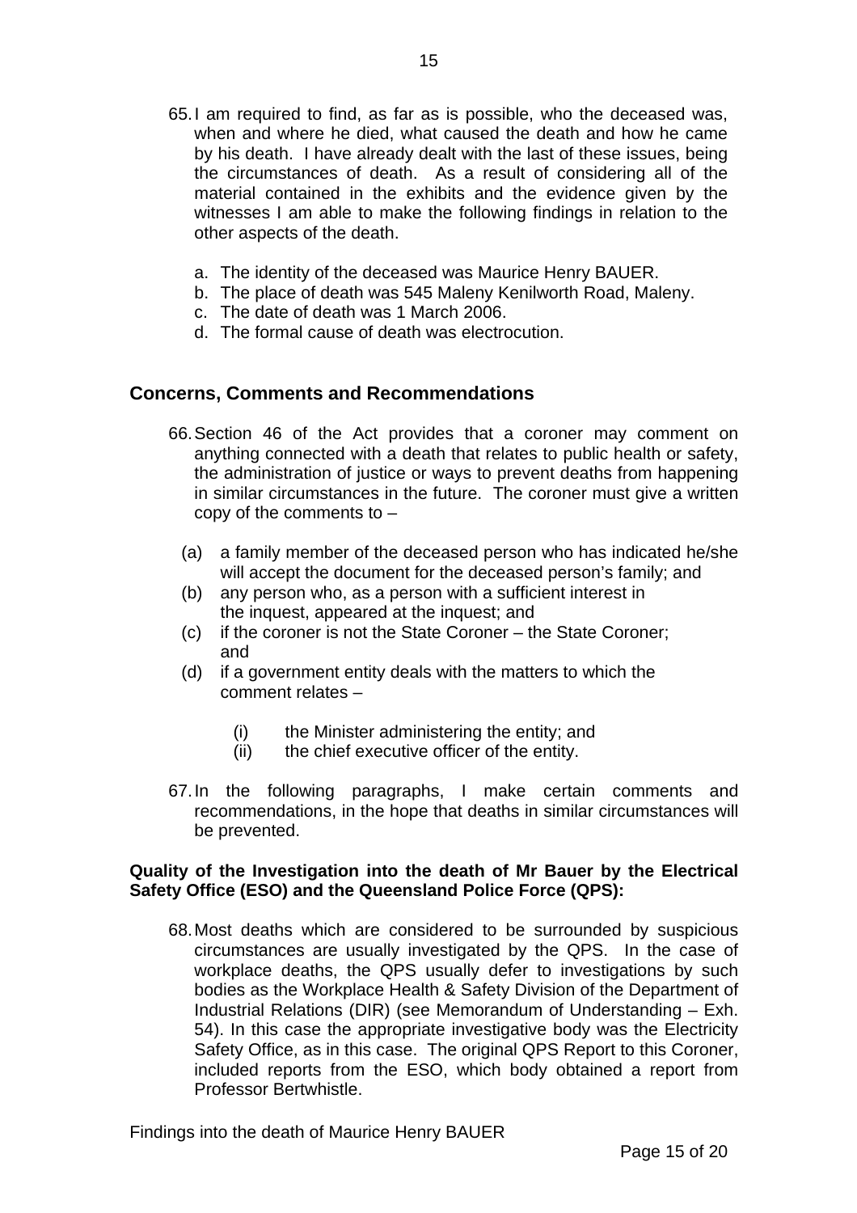65. I am required to find, as far as is possible, who the deceased was, when and where he died, what caused the death and how he came by his death. I have already dealt with the last of these issues, being the circumstances of death. As a result of considering all of the material contained in the exhibits and the evidence given by the witnesses I am able to make the following findings in relation to the other aspects of the death.

    a. The identity of the deceased was Maurice Henry BAUER.
    b. The place of death was 545 Maleny Kenilworth Road, Maleny.
    c. The date of death was 1 March 2006.
    d. The formal cause of death was electrocution.

## Concerns, Comments and Recommendations

66. Section 46 of the Act provides that a coroner may comment on anything connected with a death that relates to public health or safety, the administration of justice or ways to prevent deaths from happening in similar circumstances in the future. The coroner must give a written copy of the comments to –

    (a) a family member of the deceased person who has indicated he/she will accept the document for the deceased person's family; and
    (b) any person who, as a person with a sufficient interest in the inquest, appeared at the inquest; and
    (c) if the coroner is not the State Coroner – the State Coroner; and
    (d) if a government entity deals with the matters to which the comment relates –

        (i) the Minister administering the entity; and
        (ii) the chief executive officer of the entity.

67. In the following paragraphs, I make certain comments and recommendations, in the hope that deaths in similar circumstances will be prevented.

**Quality of the Investigation into the death of Mr Bauer by the Electrical Safety Office (ESO) and the Queensland Police Force (QPS):**

68. Most deaths which are considered to be surrounded by suspicious circumstances are usually investigated by the QPS. In the case of workplace deaths, the QPS usually defer to investigations by such bodies as the Workplace Health & Safety Division of the Department of Industrial Relations (DIR) (see Memorandum of Understanding – Exh. 54). In this case the appropriate investigative body was the Electricity Safety Office, as in this case. The original QPS Report to this Coroner, included reports from the ESO, which body obtained a report from Professor Bertwhistle.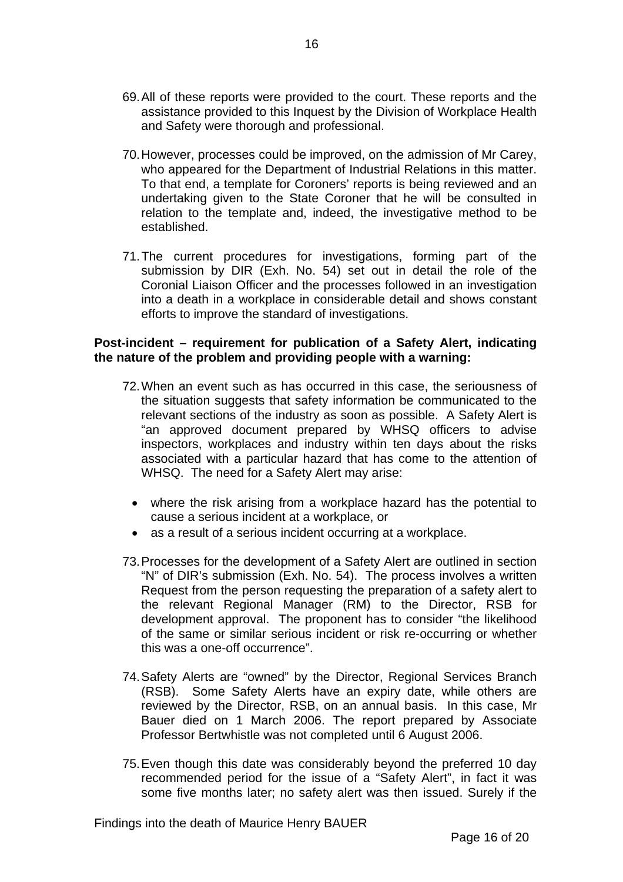69. All of these reports were provided to the court. These reports and the assistance provided to this Inquest by the Division of Workplace Health and Safety were thorough and professional.

70. However, processes could be improved, on the admission of Mr Carey, who appeared for the Department of Industrial Relations in this matter. To that end, a template for Coroners' reports is being reviewed and an undertaking given to the State Coroner that he will be consulted in relation to the template and, indeed, the investigative method to be established.

71. The current procedures for investigations, forming part of the submission by DIR (Exh. No. 54) set out in detail the role of the Coronial Liaison Officer and the processes followed in an investigation into a death in a workplace in considerable detail and shows constant efforts to improve the standard of investigations.

**Post-incident – requirement for publication of a Safety Alert, indicating the nature of the problem and providing people with a warning:**

72. When an event such as has occurred in this case, the seriousness of the situation suggests that safety information be communicated to the relevant sections of the industry as soon as possible. A Safety Alert is "an approved document prepared by WHSQ officers to advise inspectors, workplaces and industry within ten days about the risks associated with a particular hazard that has come to the attention of WHSQ. The need for a Safety Alert may arise:

    - where the risk arising from a workplace hazard has the potential to cause a serious incident at a workplace, or
    - as a result of a serious incident occurring at a workplace.

73. Processes for the development of a Safety Alert are outlined in section "N" of DIR's submission (Exh. No. 54). The process involves a written Request from the person requesting the preparation of a safety alert to the relevant Regional Manager (RM) to the Director, RSB for development approval. The proponent has to consider "the likelihood of the same or similar serious incident or risk re-occurring or whether this was a one-off occurrence".

74. Safety Alerts are "owned" by the Director, Regional Services Branch (RSB). Some Safety Alerts have an expiry date, while others are reviewed by the Director, RSB, on an annual basis. In this case, Mr Bauer died on 1 March 2006. The report prepared by Associate Professor Bertwhistle was not completed until 6 August 2006.

75. Even though this date was considerably beyond the preferred 10 day recommended period for the issue of a "Safety Alert", in fact it was some five months later; no safety alert was then issued. Surely if the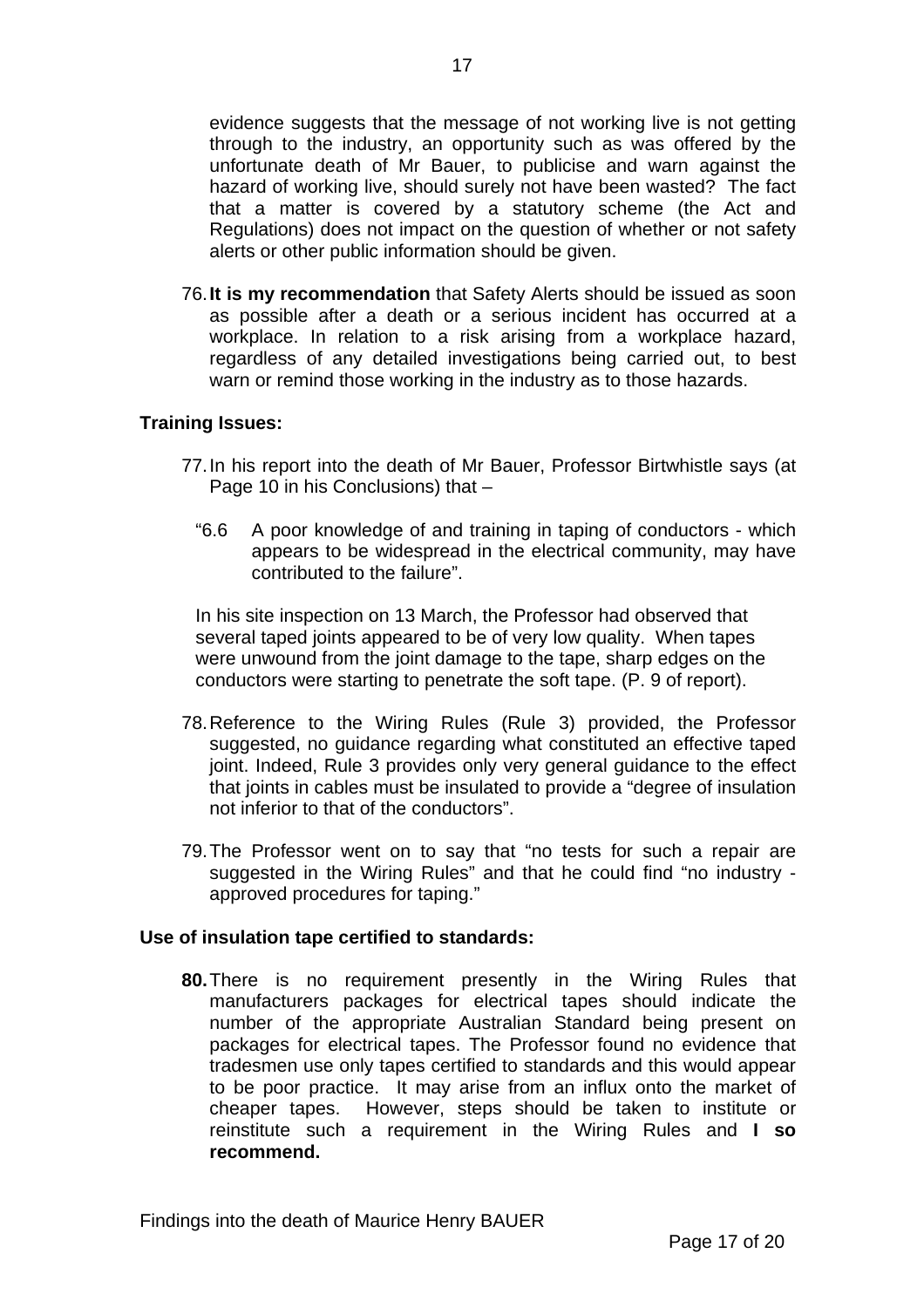evidence suggests that the message of not working live is not getting through to the industry, an opportunity such as was offered by the unfortunate death of Mr Bauer, to publicise and warn against the hazard of working live, should surely not have been wasted? The fact that a matter is covered by a statutory scheme (the Act and Regulations) does not impact on the question of whether or not safety alerts or other public information should be given.

76. **It is my recommendation** that Safety Alerts should be issued as soon as possible after a death or a serious incident has occurred at a workplace. In relation to a risk arising from a workplace hazard, regardless of any detailed investigations being carried out, to best warn or remind those working in the industry as to those hazards.

**Training Issues:**

77. In his report into the death of Mr Bauer, Professor Birtwhistle says (at Page 10 in his Conclusions) that –

    "6.6 A poor knowledge of and training in taping of conductors - which appears to be widespread in the electrical community, may have contributed to the failure".

    In his site inspection on 13 March, the Professor had observed that several taped joints appeared to be of very low quality. When tapes were unwound from the joint damage to the tape, sharp edges on the conductors were starting to penetrate the soft tape. (P. 9 of report).

78. Reference to the Wiring Rules (Rule 3) provided, the Professor suggested, no guidance regarding what constituted an effective taped joint. Indeed, Rule 3 provides only very general guidance to the effect that joints in cables must be insulated to provide a "degree of insulation not inferior to that of the conductors".

79. The Professor went on to say that "no tests for such a repair are suggested in the Wiring Rules" and that he could find "no industry - approved procedures for taping."

**Use of insulation tape certified to standards:**

**80.** There is no requirement presently in the Wiring Rules that manufacturers packages for electrical tapes should indicate the number of the appropriate Australian Standard being present on packages for electrical tapes. The Professor found no evidence that tradesmen use only tapes certified to standards and this would appear to be poor practice. It may arise from an influx onto the market of cheaper tapes. However, steps should be taken to institute or reinstitute such a requirement in the Wiring Rules and **I so recommend.**

Findings into the death of Maurice Henry BAUER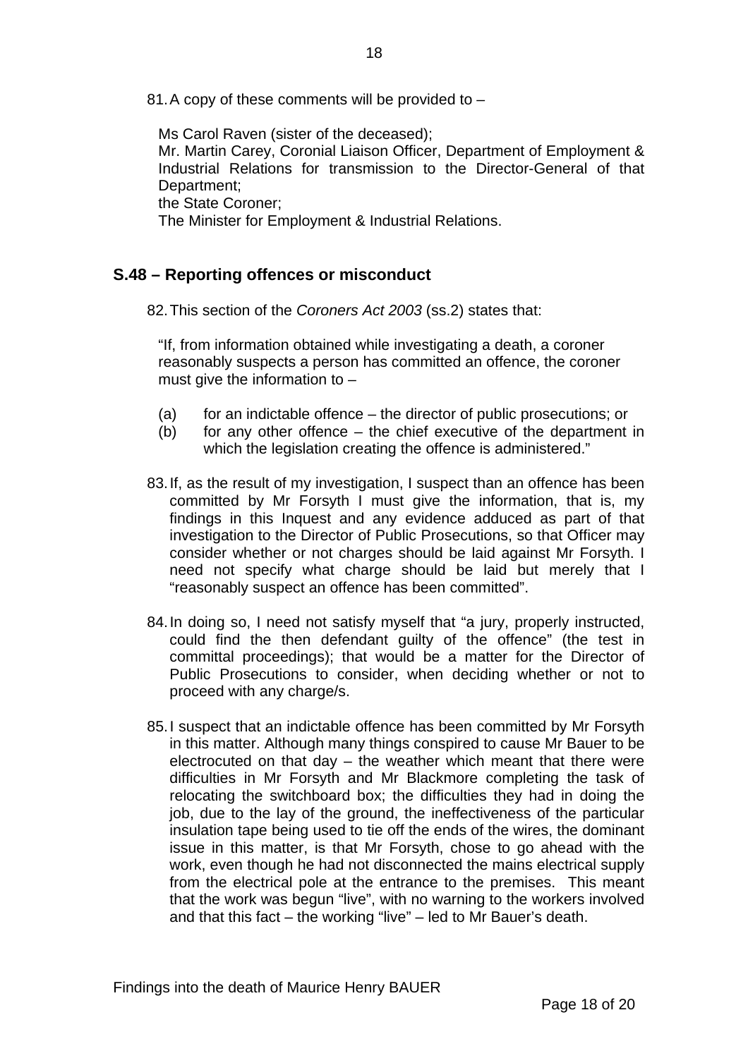81. A copy of these comments will be provided to –

Ms Carol Raven (sister of the deceased);
Mr. Martin Carey, Coronial Liaison Officer, Department of Employment & Industrial Relations for transmission to the Director-General of that Department;
the State Coroner;
The Minister for Employment & Industrial Relations.

## S.48 – Reporting offences or misconduct

82. This section of the *Coroners Act 2003* (ss.2) states that:

"If, from information obtained while investigating a death, a coroner reasonably suspects a person has committed an offence, the coroner must give the information to –

(a) for an indictable offence – the director of public prosecutions; or
(b) for any other offence – the chief executive of the department in which the legislation creating the offence is administered."

83. If, as the result of my investigation, I suspect than an offence has been committed by Mr Forsyth I must give the information, that is, my findings in this Inquest and any evidence adduced as part of that investigation to the Director of Public Prosecutions, so that Officer may consider whether or not charges should be laid against Mr Forsyth. I need not specify what charge should be laid but merely that I "reasonably suspect an offence has been committed".

84. In doing so, I need not satisfy myself that "a jury, properly instructed, could find the then defendant guilty of the offence" (the test in committal proceedings); that would be a matter for the Director of Public Prosecutions to consider, when deciding whether or not to proceed with any charge/s.

85. I suspect that an indictable offence has been committed by Mr Forsyth in this matter. Although many things conspired to cause Mr Bauer to be electrocuted on that day – the weather which meant that there were difficulties in Mr Forsyth and Mr Blackmore completing the task of relocating the switchboard box; the difficulties they had in doing the job, due to the lay of the ground, the ineffectiveness of the particular insulation tape being used to tie off the ends of the wires, the dominant issue in this matter, is that Mr Forsyth, chose to go ahead with the work, even though he had not disconnected the mains electrical supply from the electrical pole at the entrance to the premises. This meant that the work was begun "live", with no warning to the workers involved and that this fact – the working "live" – led to Mr Bauer's death.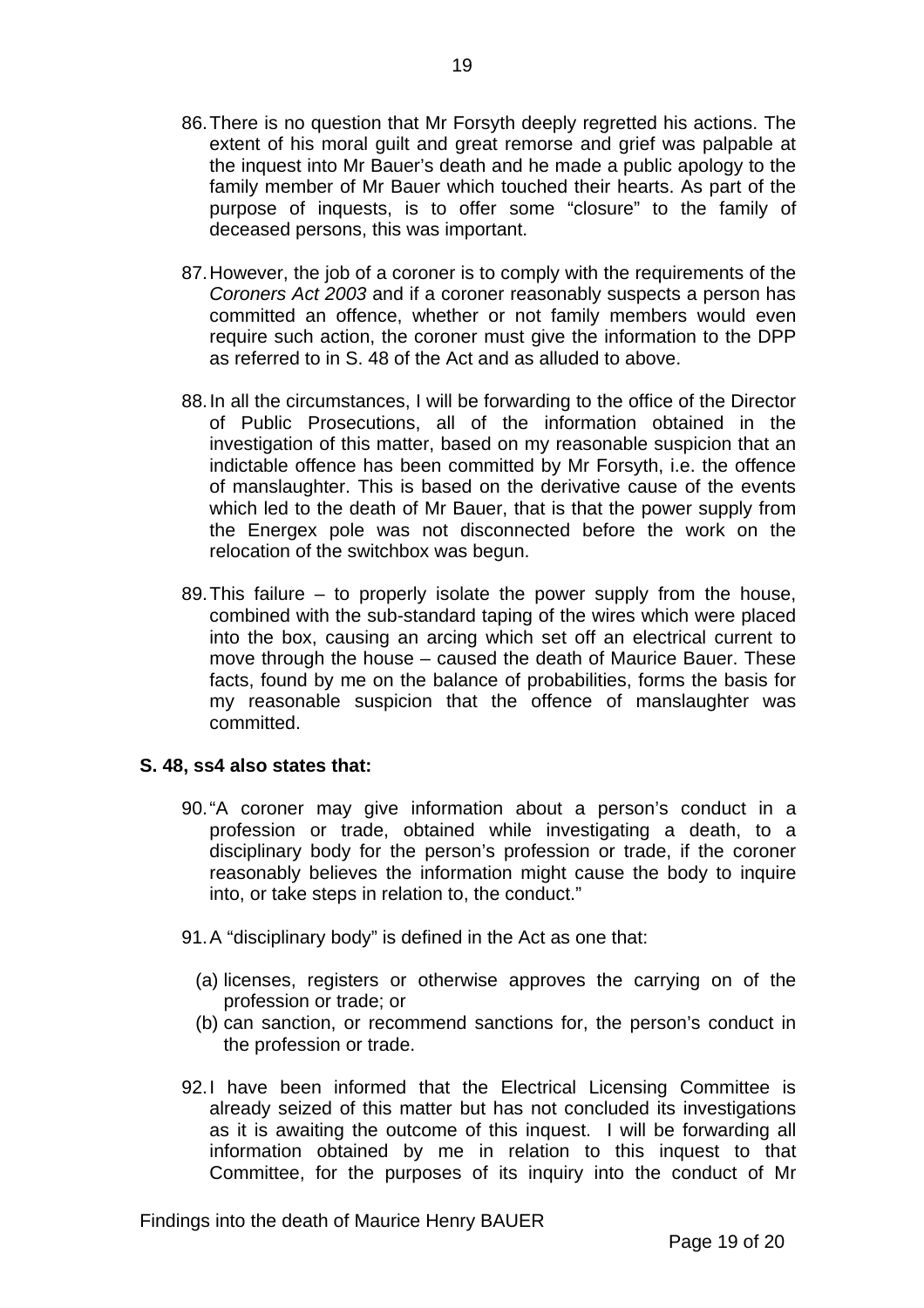86. There is no question that Mr Forsyth deeply regretted his actions. The extent of his moral guilt and great remorse and grief was palpable at the inquest into Mr Bauer's death and he made a public apology to the family member of Mr Bauer which touched their hearts. As part of the purpose of inquests, is to offer some "closure" to the family of deceased persons, this was important.

87. However, the job of a coroner is to comply with the requirements of the *Coroners Act 2003* and if a coroner reasonably suspects a person has committed an offence, whether or not family members would even require such action, the coroner must give the information to the DPP as referred to in S. 48 of the Act and as alluded to above.

88. In all the circumstances, I will be forwarding to the office of the Director of Public Prosecutions, all of the information obtained in the investigation of this matter, based on my reasonable suspicion that an indictable offence has been committed by Mr Forsyth, i.e. the offence of manslaughter. This is based on the derivative cause of the events which led to the death of Mr Bauer, that is that the power supply from the Energex pole was not disconnected before the work on the relocation of the switchbox was begun.

89. This failure – to properly isolate the power supply from the house, combined with the sub-standard taping of the wires which were placed into the box, causing an arcing which set off an electrical current to move through the house – caused the death of Maurice Bauer. These facts, found by me on the balance of probabilities, forms the basis for my reasonable suspicion that the offence of manslaughter was committed.

**S. 48, ss4 also states that:**

90. "A coroner may give information about a person's conduct in a profession or trade, obtained while investigating a death, to a disciplinary body for the person's profession or trade, if the coroner reasonably believes the information might cause the body to inquire into, or take steps in relation to, the conduct."

91. A "disciplinary body" is defined in the Act as one that:

   (a) licenses, registers or otherwise approves the carrying on of the profession or trade; or
   (b) can sanction, or recommend sanctions for, the person's conduct in the profession or trade.

92. I have been informed that the Electrical Licensing Committee is already seized of this matter but has not concluded its investigations as it is awaiting the outcome of this inquest. I will be forwarding all information obtained by me in relation to this inquest to that Committee, for the purposes of its inquiry into the conduct of Mr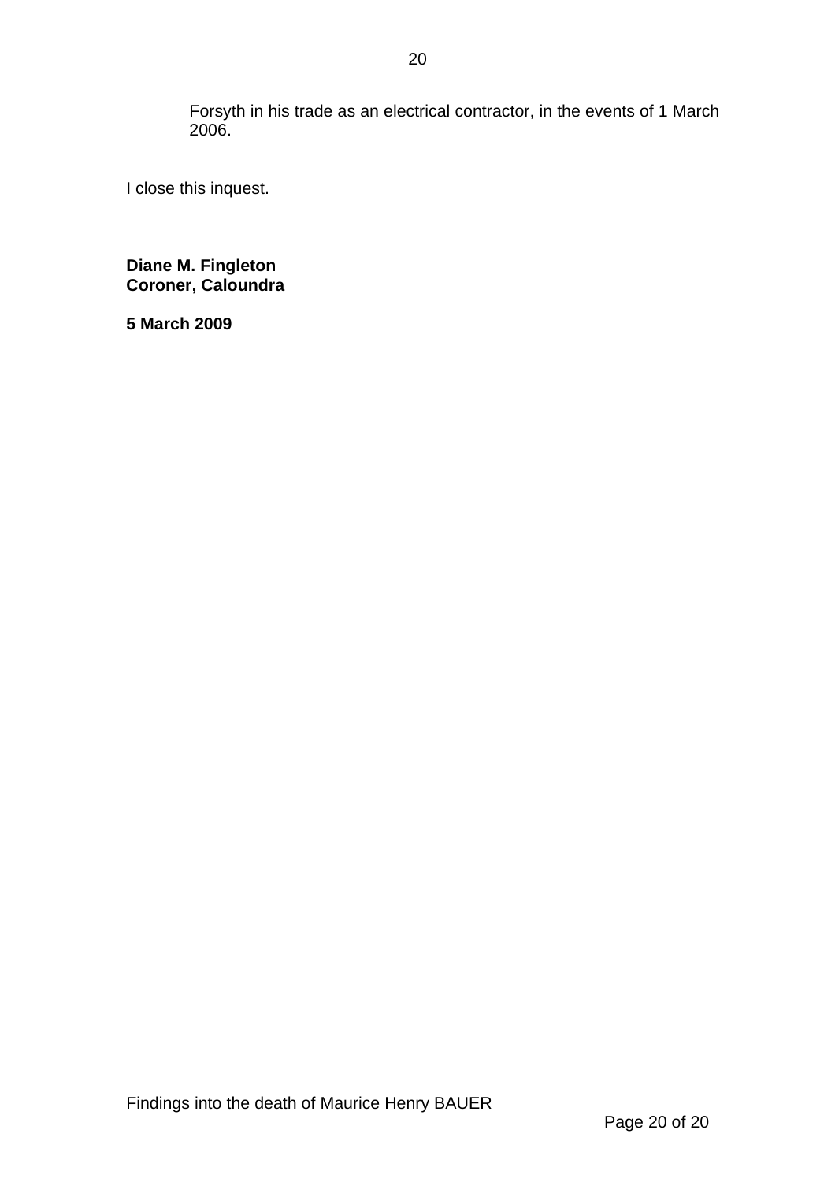Forsyth in his trade as an electrical contractor, in the events of 1 March 2006.

I close this inquest.

**Diane M. Fingleton**
**Coroner, Caloundra**

**5 March 2009**